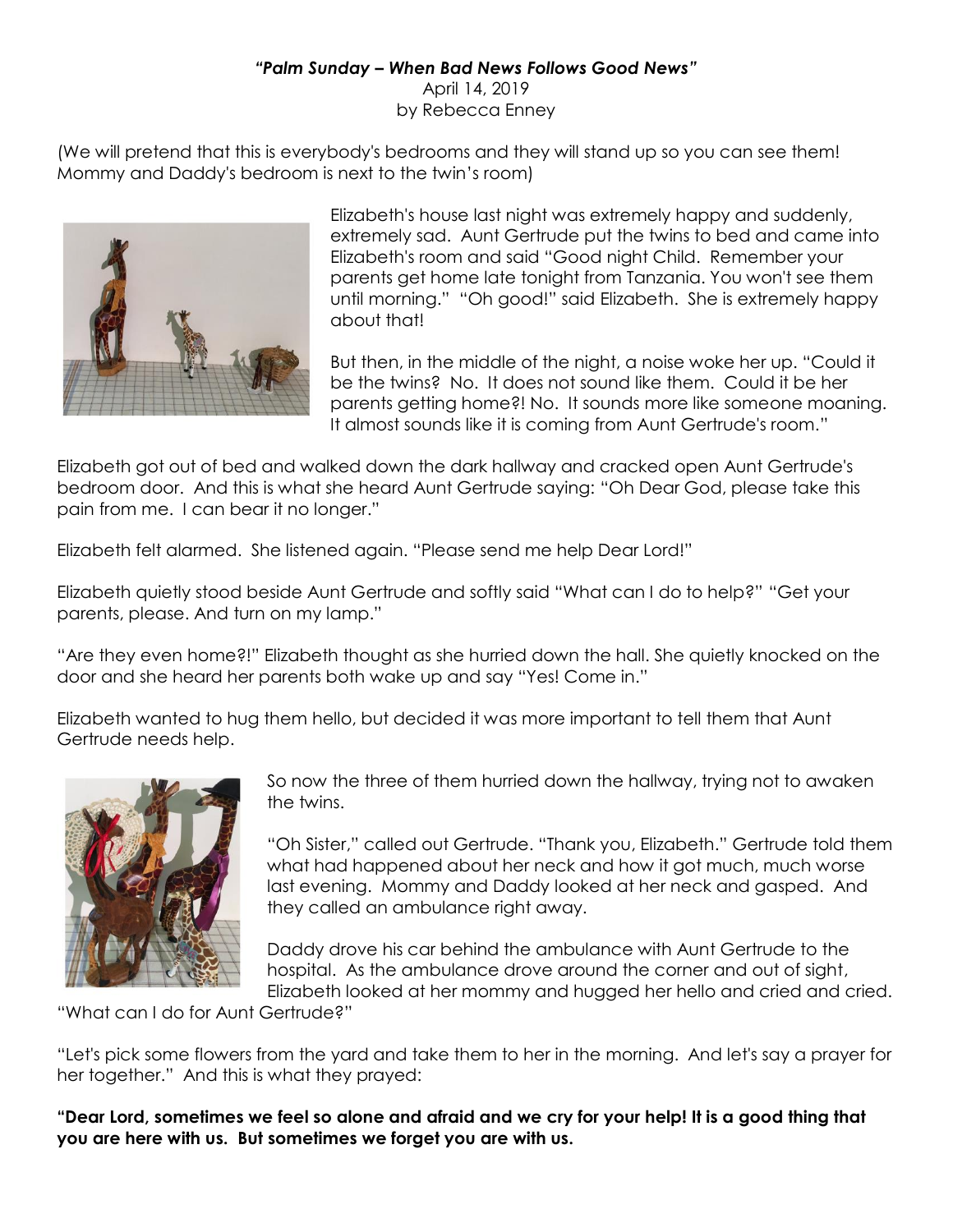***"Palm Sunday – When Bad News Follows Good News"***

April 14, 2019

by Rebecca Enney

(We will pretend that this is everybody's bedrooms and they will stand up so you can see them! Mommy and Daddy's bedroom is next to the twin's room)

Elizabeth's house last night was extremely happy and suddenly, extremely sad. Aunt Gertrude put the twins to bed and came into Elizabeth's room and said "Good night Child. Remember your parents get home late tonight from Tanzania. You won't see them until morning." "Oh good!" said Elizabeth. She is extremely happy about that!

But then, in the middle of the night, a noise woke her up. "Could it be the twins? No. It does not sound like them. Could it be her parents getting home?! No. It sounds more like someone moaning. It almost sounds like it is coming from Aunt Gertrude's room."

Elizabeth got out of bed and walked down the dark hallway and cracked open Aunt Gertrude's bedroom door. And this is what she heard Aunt Gertrude saying: "Oh Dear God, please take this pain from me. I can bear it no longer."

Elizabeth felt alarmed. She listened again. "Please send me help Dear Lord!"

Elizabeth quietly stood beside Aunt Gertrude and softly said "What can I do to help?" "Get your parents, please. And turn on my lamp."

"Are they even home?!" Elizabeth thought as she hurried down the hall. She quietly knocked on the door and she heard her parents both wake up and say "Yes! Come in."

Elizabeth wanted to hug them hello, but decided it was more important to tell them that Aunt Gertrude needs help.

So now the three of them hurried down the hallway, trying not to awaken the twins.

"Oh Sister," called out Gertrude. "Thank you, Elizabeth." Gertrude told them what had happened about her neck and how it got much, much worse last evening. Mommy and Daddy looked at her neck and gasped. And they called an ambulance right away.

Daddy drove his car behind the ambulance with Aunt Gertrude to the hospital. As the ambulance drove around the corner and out of sight, Elizabeth looked at her mommy and hugged her hello and cried and cried. "What can I do for Aunt Gertrude?"

"Let's pick some flowers from the yard and take them to her in the morning. And let's say a prayer for her together." And this is what they prayed:

**"Dear Lord, sometimes we feel so alone and afraid and we cry for your help! It is a good thing that you are here with us. But sometimes we forget you are with us.**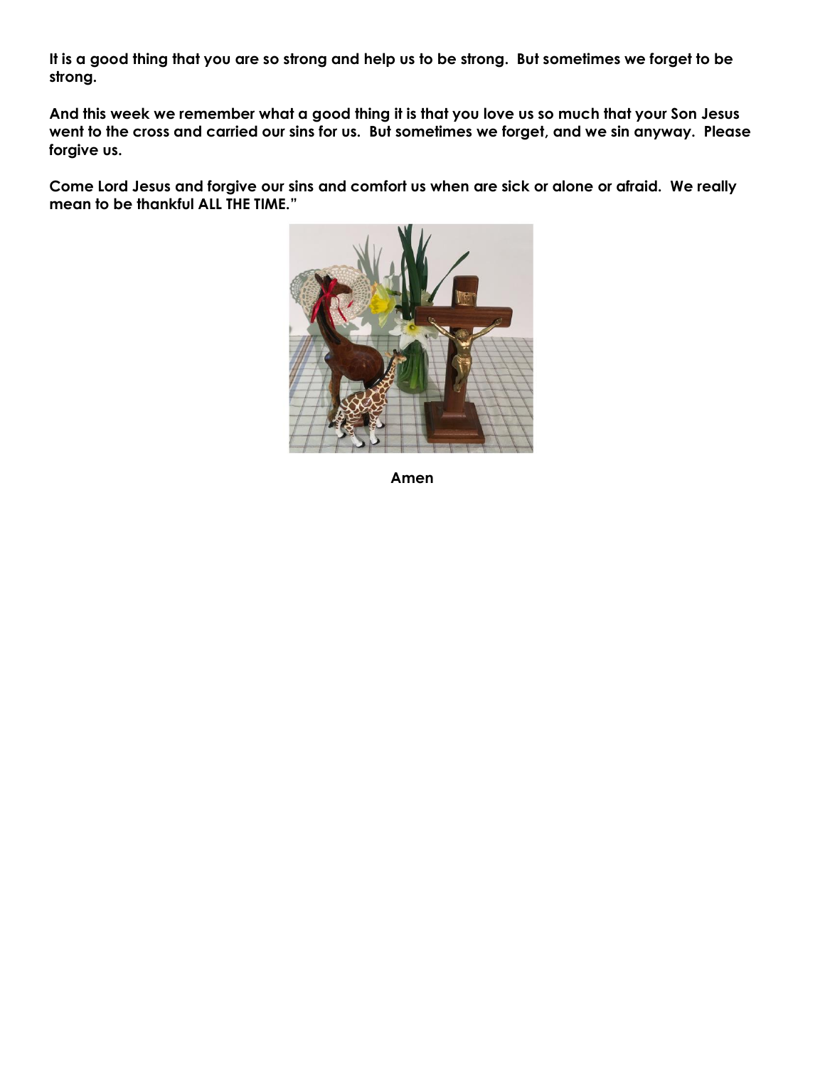**It is a good thing that you are so strong and help us to be strong. But sometimes we forget to be strong.**

**And this week we remember what a good thing it is that you love us so much that your Son Jesus went to the cross and carried our sins for us. But sometimes we forget, and we sin anyway. Please forgive us.**

**Come Lord Jesus and forgive our sins and comfort us when are sick or alone or afraid. We really mean to be thankful ALL THE TIME."**

**Amen**